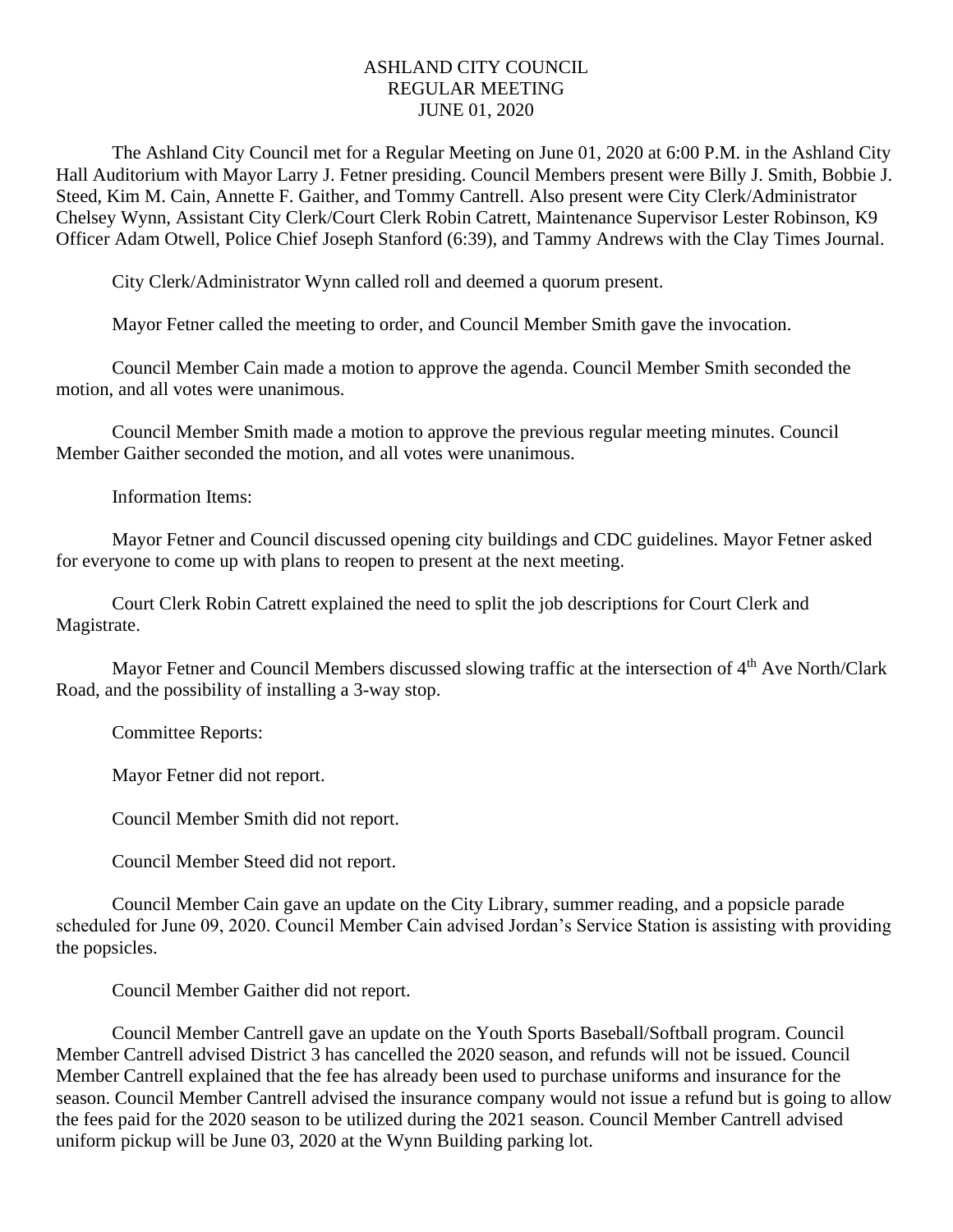# ASHLAND CITY COUNCIL
## REGULAR MEETING
## JUNE 01, 2020

The Ashland City Council met for a Regular Meeting on June 01, 2020 at 6:00 P.M. in the Ashland City Hall Auditorium with Mayor Larry J. Fetner presiding. Council Members present were Billy J. Smith, Bobbie J. Steed, Kim M. Cain, Annette F. Gaither, and Tommy Cantrell. Also present were City Clerk/Administrator Chelsey Wynn, Assistant City Clerk/Court Clerk Robin Catrett, Maintenance Supervisor Lester Robinson, K9 Officer Adam Otwell, Police Chief Joseph Stanford (6:39), and Tammy Andrews with the Clay Times Journal.

City Clerk/Administrator Wynn called roll and deemed a quorum present.

Mayor Fetner called the meeting to order, and Council Member Smith gave the invocation.

Council Member Cain made a motion to approve the agenda. Council Member Smith seconded the motion, and all votes were unanimous.

Council Member Smith made a motion to approve the previous regular meeting minutes. Council Member Gaither seconded the motion, and all votes were unanimous.

Information Items:

Mayor Fetner and Council discussed opening city buildings and CDC guidelines. Mayor Fetner asked for everyone to come up with plans to reopen to present at the next meeting.

Court Clerk Robin Catrett explained the need to split the job descriptions for Court Clerk and Magistrate.

Mayor Fetner and Council Members discussed slowing traffic at the intersection of 4th Ave North/Clark Road, and the possibility of installing a 3-way stop.

Committee Reports:

Mayor Fetner did not report.

Council Member Smith did not report.

Council Member Steed did not report.

Council Member Cain gave an update on the City Library, summer reading, and a popsicle parade scheduled for June 09, 2020. Council Member Cain advised Jordan's Service Station is assisting with providing the popsicles.

Council Member Gaither did not report.

Council Member Cantrell gave an update on the Youth Sports Baseball/Softball program. Council Member Cantrell advised District 3 has cancelled the 2020 season, and refunds will not be issued. Council Member Cantrell explained that the fee has already been used to purchase uniforms and insurance for the season. Council Member Cantrell advised the insurance company would not issue a refund but is going to allow the fees paid for the 2020 season to be utilized during the 2021 season. Council Member Cantrell advised uniform pickup will be June 03, 2020 at the Wynn Building parking lot.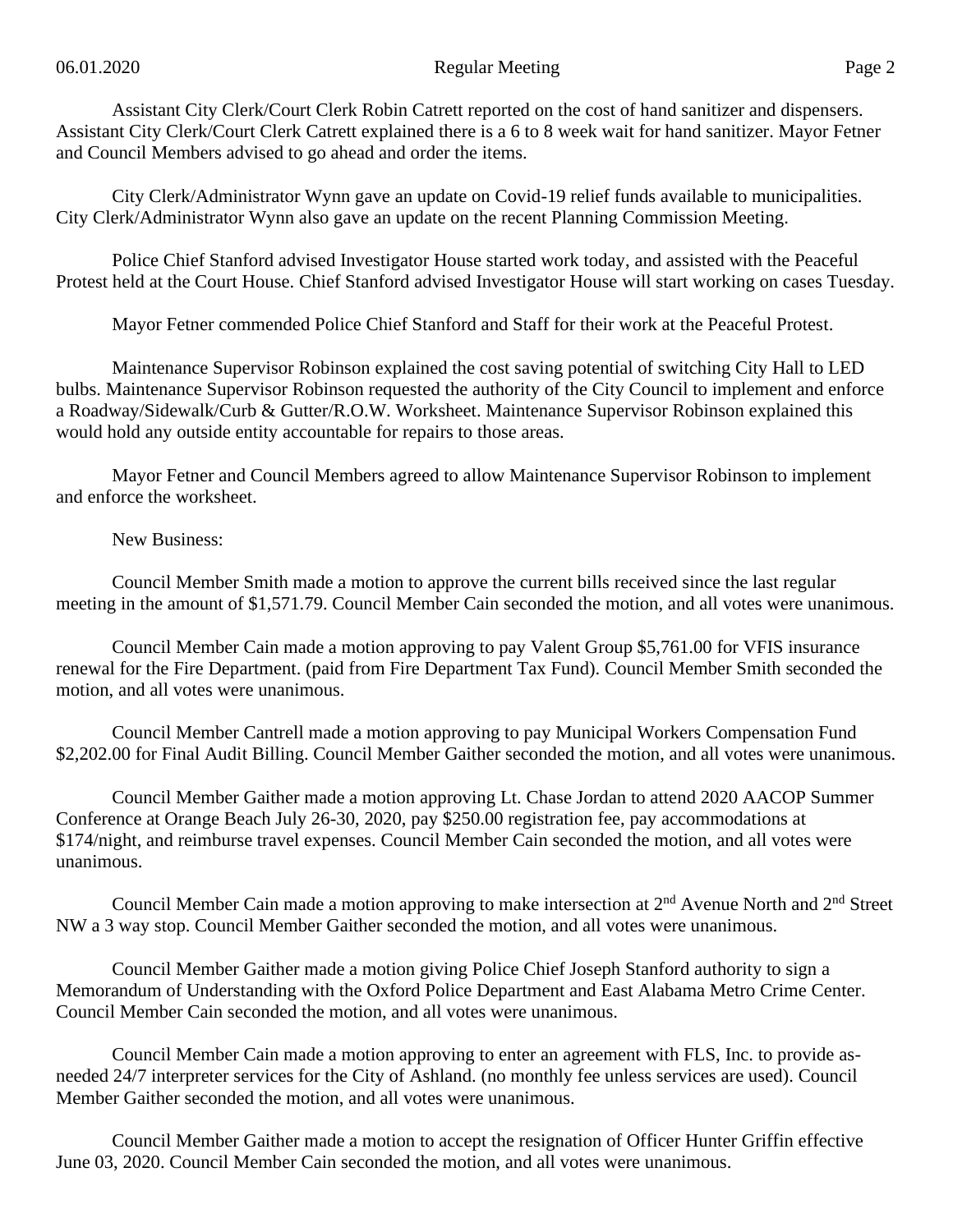Assistant City Clerk/Court Clerk Robin Catrett reported on the cost of hand sanitizer and dispensers. Assistant City Clerk/Court Clerk Catrett explained there is a 6 to 8 week wait for hand sanitizer. Mayor Fetner and Council Members advised to go ahead and order the items.

City Clerk/Administrator Wynn gave an update on Covid-19 relief funds available to municipalities. City Clerk/Administrator Wynn also gave an update on the recent Planning Commission Meeting.

Police Chief Stanford advised Investigator House started work today, and assisted with the Peaceful Protest held at the Court House. Chief Stanford advised Investigator House will start working on cases Tuesday.

Mayor Fetner commended Police Chief Stanford and Staff for their work at the Peaceful Protest.

Maintenance Supervisor Robinson explained the cost saving potential of switching City Hall to LED bulbs. Maintenance Supervisor Robinson requested the authority of the City Council to implement and enforce a Roadway/Sidewalk/Curb & Gutter/R.O.W. Worksheet. Maintenance Supervisor Robinson explained this would hold any outside entity accountable for repairs to those areas.

Mayor Fetner and Council Members agreed to allow Maintenance Supervisor Robinson to implement and enforce the worksheet.

New Business:

Council Member Smith made a motion to approve the current bills received since the last regular meeting in the amount of $1,571.79. Council Member Cain seconded the motion, and all votes were unanimous.

Council Member Cain made a motion approving to pay Valent Group $5,761.00 for VFIS insurance renewal for the Fire Department. (paid from Fire Department Tax Fund). Council Member Smith seconded the motion, and all votes were unanimous.

Council Member Cantrell made a motion approving to pay Municipal Workers Compensation Fund $2,202.00 for Final Audit Billing. Council Member Gaither seconded the motion, and all votes were unanimous.

Council Member Gaither made a motion approving Lt. Chase Jordan to attend 2020 AACOP Summer Conference at Orange Beach July 26-30, 2020, pay $250.00 registration fee, pay accommodations at $174/night, and reimburse travel expenses. Council Member Cain seconded the motion, and all votes were unanimous.

Council Member Cain made a motion approving to make intersection at 2nd Avenue North and 2nd Street NW a 3 way stop. Council Member Gaither seconded the motion, and all votes were unanimous.

Council Member Gaither made a motion giving Police Chief Joseph Stanford authority to sign a Memorandum of Understanding with the Oxford Police Department and East Alabama Metro Crime Center. Council Member Cain seconded the motion, and all votes were unanimous.

Council Member Cain made a motion approving to enter an agreement with FLS, Inc. to provide as-needed 24/7 interpreter services for the City of Ashland. (no monthly fee unless services are used). Council Member Gaither seconded the motion, and all votes were unanimous.

Council Member Gaither made a motion to accept the resignation of Officer Hunter Griffin effective June 03, 2020. Council Member Cain seconded the motion, and all votes were unanimous.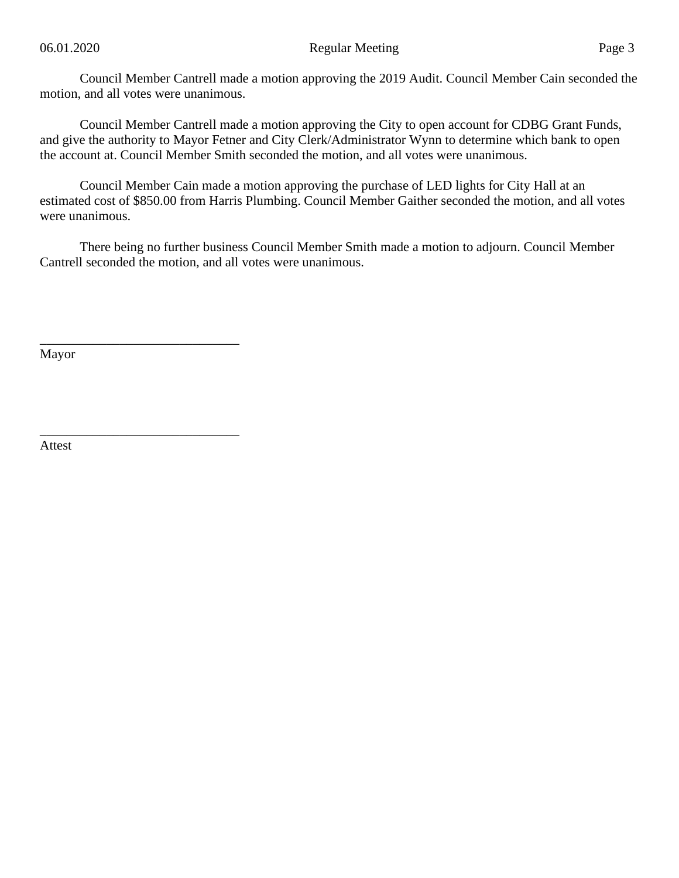Council Member Cantrell made a motion approving the 2019 Audit. Council Member Cain seconded the motion, and all votes were unanimous.

Council Member Cantrell made a motion approving the City to open account for CDBG Grant Funds, and give the authority to Mayor Fetner and City Clerk/Administrator Wynn to determine which bank to open the account at. Council Member Smith seconded the motion, and all votes were unanimous.

Council Member Cain made a motion approving the purchase of LED lights for City Hall at an estimated cost of $850.00 from Harris Plumbing. Council Member Gaither seconded the motion, and all votes were unanimous.

There being no further business Council Member Smith made a motion to adjourn. Council Member Cantrell seconded the motion, and all votes were unanimous.

______________________________
Mayor

______________________________
Attest